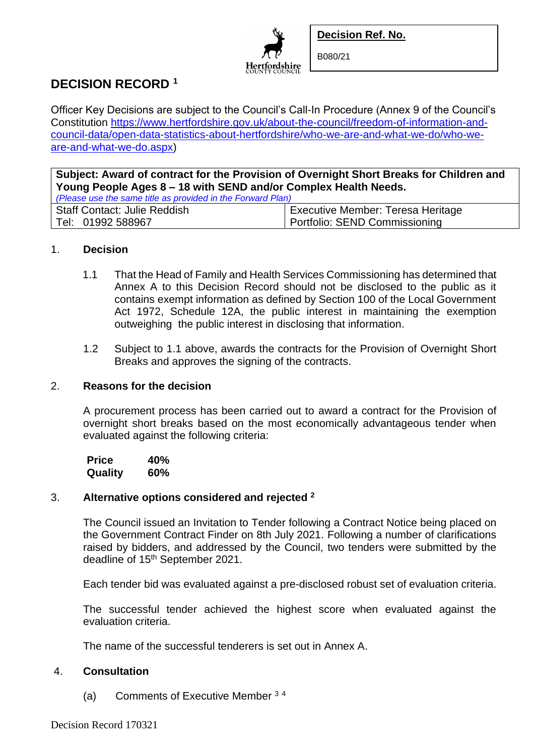**Decision Ref. No.**

B080/21

# DECISION RECORD [1]

Officer Key Decisions are subject to the Council's Call-In Procedure (Annex 9 of the Council's Constitution https://www.hertfordshire.gov.uk/about-the-council/freedom-of-information-and-council-data/open-data-statistics-about-hertfordshire/who-we-are-and-what-we-do/who-we-are-and-what-we-do.aspx)

| **Subject: Award of contract for the Provision of Overnight Short Breaks for Children and Young People Ages 8 – 18 with SEND and/or Complex Health Needs.** *(Please use the same title as provided in the Forward Plan)* | |
|---|---|
| Staff Contact: Julie Reddish<br>Tel: 01992 588967 | Executive Member: Teresa Heritage<br>Portfolio: SEND Commissioning |

## 1. Decision

1.1 That the Head of Family and Health Services Commissioning has determined that Annex A to this Decision Record should not be disclosed to the public as it contains exempt information as defined by Section 100 of the Local Government Act 1972, Schedule 12A, the public interest in maintaining the exemption outweighing the public interest in disclosing that information.

1.2 Subject to 1.1 above, awards the contracts for the Provision of Overnight Short Breaks and approves the signing of the contracts.

## 2. Reasons for the decision

A procurement process has been carried out to award a contract for the Provision of overnight short breaks based on the most economically advantageous tender when evaluated against the following criteria:

| **Price** | **40%** |
|---|---|
| **Quality** | **60%** |

## 3. Alternative options considered and rejected [2]

The Council issued an Invitation to Tender following a Contract Notice being placed on the Government Contract Finder on 8th July 2021. Following a number of clarifications raised by bidders, and addressed by the Council, two tenders were submitted by the deadline of 15th September 2021.

Each tender bid was evaluated against a pre-disclosed robust set of evaluation criteria.

The successful tender achieved the highest score when evaluated against the evaluation criteria.

The name of the successful tenderers is set out in Annex A.

## 4. Consultation

(a) Comments of Executive Member [3 4]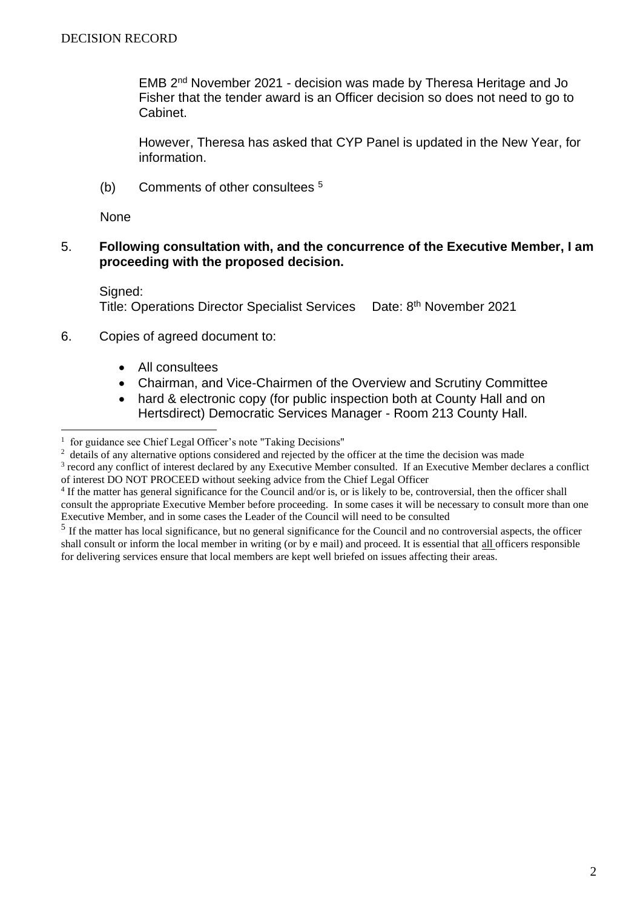DECISION RECORD

EMB 2nd November 2021 - decision was made by Theresa Heritage and Jo Fisher that the tender award is an Officer decision so does not need to go to Cabinet.

However, Theresa has asked that CYP Panel is updated in the New Year, for information.

(b) Comments of other consultees [5]

None

5. **Following consultation with, and the concurrence of the Executive Member, I am proceeding with the proposed decision.**

Signed:
Title: Operations Director Specialist Services Date: 8th November 2021

6. Copies of agreed document to:

- All consultees
- Chairman, and Vice-Chairmen of the Overview and Scrutiny Committee
- hard & electronic copy (for public inspection both at County Hall and on Hertsdirect) Democratic Services Manager - Room 213 County Hall.

---

[1] for guidance see Chief Legal Officer's note "Taking Decisions"

[2] details of any alternative options considered and rejected by the officer at the time the decision was made

[3] record any conflict of interest declared by any Executive Member consulted. If an Executive Member declares a conflict of interest DO NOT PROCEED without seeking advice from the Chief Legal Officer

[4] If the matter has general significance for the Council and/or is, or is likely to be, controversial, then the officer shall consult the appropriate Executive Member before proceeding. In some cases it will be necessary to consult more than one Executive Member, and in some cases the Leader of the Council will need to be consulted

[5] If the matter has local significance, but no general significance for the Council and no controversial aspects, the officer shall consult or inform the local member in writing (or by e mail) and proceed. It is essential that all officers responsible for delivering services ensure that local members are kept well briefed on issues affecting their areas.